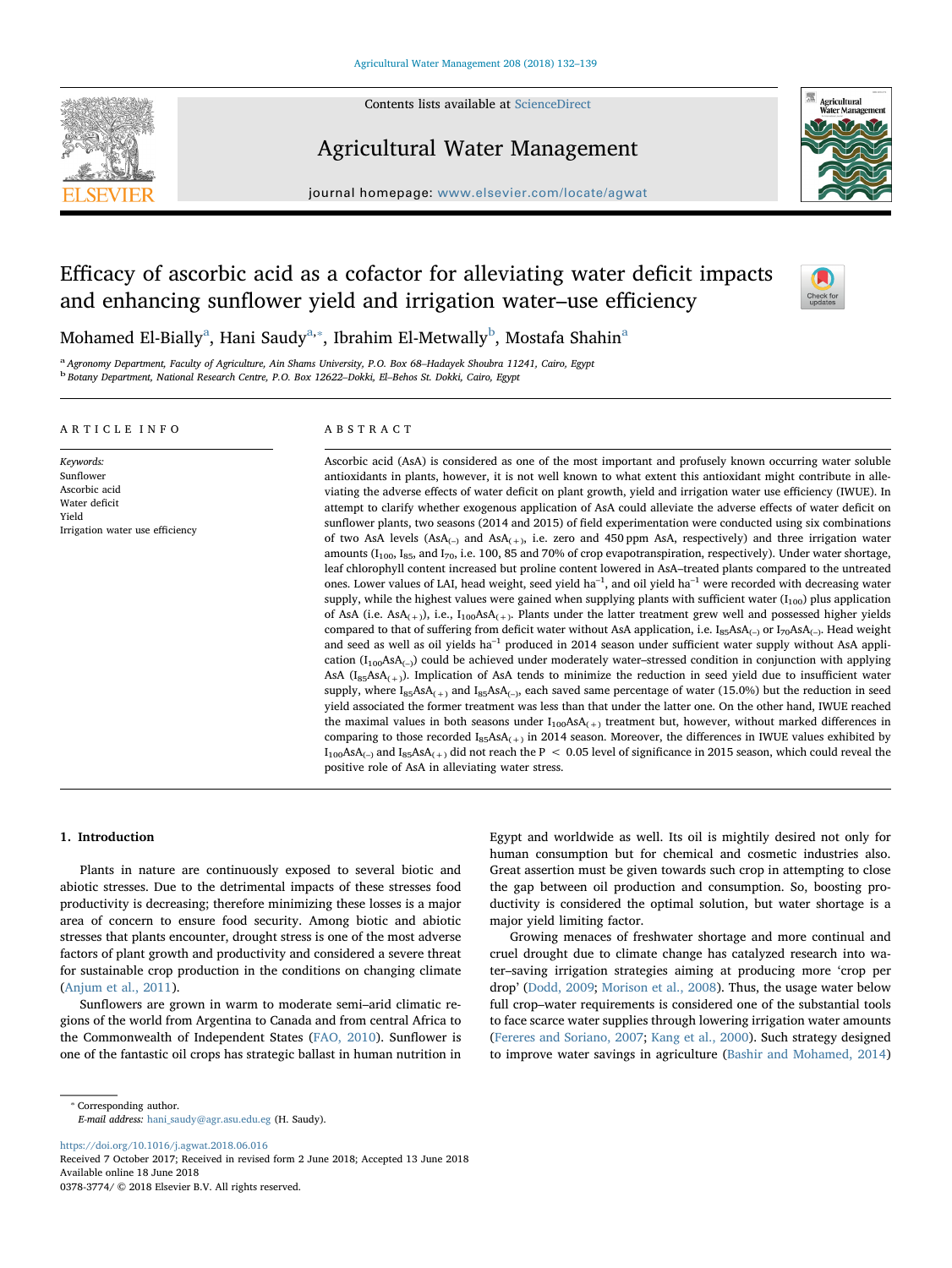# Efficacy of ascorbic acid as a cofactor for alleviating water deficit impacts and enhancing sunflower yield and irrigation water–use efficiency

Mohamed El-Bially[a], Hani Saudy[a,*], Ibrahim El-Metwally[b], Mostafa Shahin[a]

[a] Agronomy Department, Faculty of Agriculture, Ain Shams University, P.O. Box 68–Hadayek Shoubra 11241, Cairo, Egypt
[b] Botany Department, National Research Centre, P.O. Box 12622–Dokki, El–Behos St. Dokki, Cairo, Egypt

## ARTICLE INFO

*Keywords:*
Sunflower
Ascorbic acid
Water deficit
Yield
Irrigation water use efficiency

## ABSTRACT

Ascorbic acid (AsA) is considered as one of the most important and profusely known occurring water soluble antioxidants in plants, however, it is not well known to what extent this antioxidant might contribute in alleviating the adverse effects of water deficit on plant growth, yield and irrigation water use efficiency (IWUE). In attempt to clarify whether exogenous application of AsA could alleviate the adverse effects of water deficit on sunflower plants, two seasons (2014 and 2015) of field experimentation were conducted using six combinations of two AsA levels ($AsA_{(-)}$ and $AsA_{(+)}$, i.e. zero and 450 ppm AsA, respectively) and three irrigation water amounts ($I_{100}$, $I_{85}$, and $I_{70}$, i.e. 100, 85 and 70% of crop evapotranspiration, respectively). Under water shortage, leaf chlorophyll content increased but proline content lowered in AsA–treated plants compared to the untreated ones. Lower values of LAI, head weight, seed yield $ha^{-1}$, and oil yield $ha^{-1}$ were recorded with decreasing water supply, while the highest values were gained when supplying plants with sufficient water ($I_{100}$) plus application of AsA (i.e. $AsA_{(+)}$), i.e., $I_{100}AsA_{(+)}$. Plants under the latter treatment grew well and possessed higher yields compared to that of suffering from deficit water without AsA application, i.e. $I_{85}AsA_{(-)}$ or $I_{70}AsA_{(-)}$. Head weight and seed as well as oil yields $ha^{-1}$ produced in 2014 season under sufficient water supply without AsA application ($I_{100}AsA_{(-)}$) could be achieved under moderately water–stressed condition in conjunction with applying AsA ($I_{85}AsA_{(+)}$). Implication of AsA tends to minimize the reduction in seed yield due to insufficient water supply, where $I_{85}AsA_{(+)}$ and $I_{85}AsA_{(-)}$, each saved same percentage of water (15.0%) but the reduction in seed yield associated the former treatment was less than that under the latter one. On the other hand, IWUE reached the maximal values in both seasons under $I_{100}AsA_{(+)}$ treatment but, however, without marked differences in comparing to those recorded $I_{85}AsA_{(+)}$ in 2014 season. Moreover, the differences in IWUE values exhibited by $I_{100}AsA_{(-)}$ and $I_{85}AsA_{(-)}$ did not reach the $P < 0.05$ level of significance in 2015 season, which could reveal the positive role of AsA in alleviating water stress.

## 1. Introduction

Plants in nature are continuously exposed to several biotic and abiotic stresses. Due to the detrimental impacts of these stresses food productivity is decreasing; therefore minimizing these losses is a major area of concern to ensure food security. Among biotic and abiotic stresses that plants encounter, drought stress is one of the most adverse factors of plant growth and productivity and considered a severe threat for sustainable crop production in the conditions on changing climate (Anjum et al., 2011).

Sunflowers are grown in warm to moderate semi–arid climatic regions of the world from Argentina to Canada and from central Africa to the Commonwealth of Independent States (FAO, 2010). Sunflower is one of the fantastic oil crops has strategic ballast in human nutrition in Egypt and worldwide as well. Its oil is mightily desired not only for human consumption but for chemical and cosmetic industries also. Great assertion must be given towards such crop in attempting to close the gap between oil production and consumption. So, boosting productivity is considered the optimal solution, but water shortage is a major yield limiting factor.

Growing menaces of freshwater shortage and more continual and cruel drought due to climate change has catalyzed research into water–saving irrigation strategies aiming at producing more 'crop per drop' (Dodd, 2009; Morison et al., 2008). Thus, the usage water below full crop–water requirements is considered one of the substantial tools to face scarce water supplies through lowering irrigation water amounts (Fereres and Soriano, 2007; Kang et al., 2000). Such strategy designed to improve water savings in agriculture (Bashir and Mohamed, 2014)

* Corresponding author.
*E-mail address:* hani_saudy@agr.asu.edu.eg (H. Saudy).

https://doi.org/10.1016/j.agwat.2018.06.016
Received 7 October 2017; Received in revised form 2 June 2018; Accepted 13 June 2018
Available online 18 June 2018
0378-3774/ © 2018 Elsevier B.V. All rights reserved.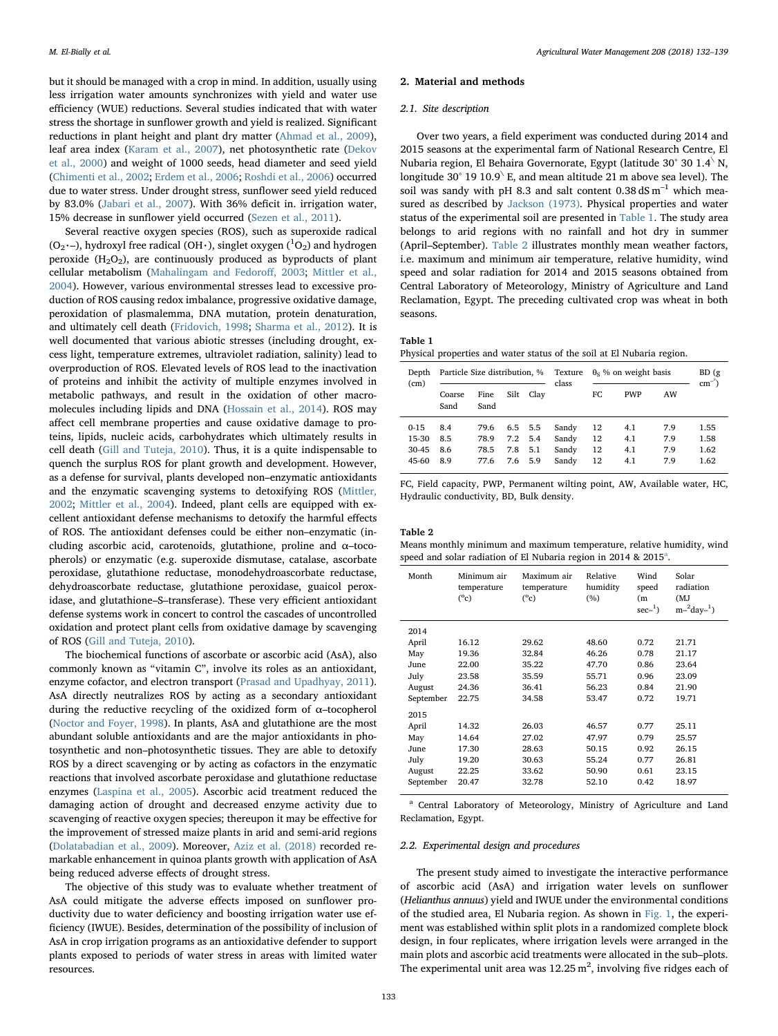but it should be managed with a crop in mind. In addition, usually using less irrigation water amounts synchronizes with yield and water use efficiency (WUE) reductions. Several studies indicated that with water stress the shortage in sunflower growth and yield is realized. Significant reductions in plant height and plant dry matter (Ahmad et al., 2009), leaf area index (Karam et al., 2007), net photosynthetic rate (Dekov et al., 2000) and weight of 1000 seeds, head diameter and seed yield (Chimenti et al., 2002; Erdem et al., 2006; Roshdi et al., 2006) occurred due to water stress. Under drought stress, sunflower seed yield reduced by 83.0% (Jabari et al., 2007). With 36% deficit in. irrigation water, 15% decrease in sunflower yield occurred (Sezen et al., 2011).

Several reactive oxygen species (ROS), such as superoxide radical ($O_2{\cdot}-$), hydroxyl free radical ($OH{\cdot}$), singlet oxygen ($^1O_2$) and hydrogen peroxide ($H_2O_2$), are continuously produced as byproducts of plant cellular metabolism (Mahalingam and Fedoroff, 2003; Mittler et al., 2004). However, various environmental stresses lead to excessive production of ROS causing redox imbalance, progressive oxidative damage, peroxidation of plasmalemma, DNA mutation, protein denaturation, and ultimately cell death (Fridovich, 1998; Sharma et al., 2012). It is well documented that various abiotic stresses (including drought, excess light, temperature extremes, ultraviolet radiation, salinity) lead to overproduction of ROS. Elevated levels of ROS lead to the inactivation of proteins and inhibit the activity of multiple enzymes involved in metabolic pathways, and result in the oxidation of other macromolecules including lipids and DNA (Hossain et al., 2014). ROS may affect cell membrane properties and cause oxidative damage to proteins, lipids, nucleic acids, carbohydrates which ultimately results in cell death (Gill and Tuteja, 2010). Thus, it is a quite indispensable to quench the surplus ROS for plant growth and development. However, as a defense for survival, plants developed non–enzymatic antioxidants and the enzymatic scavenging systems to detoxifying ROS (Mittler, 2002; Mittler et al., 2004). Indeed, plant cells are equipped with excellent antioxidant defense mechanisms to detoxify the harmful effects of ROS. The antioxidant defenses could be either non–enzymatic (including ascorbic acid, carotenoids, glutathione, proline and α–tocopherols) or enzymatic (e.g. superoxide dismutase, catalase, ascorbate peroxidase, glutathione reductase, monodehydroascorbate reductase, dehydroascorbate reductase, glutathione peroxidase, guaicol peroxidase, and glutathione–S–transferase). These very efficient antioxidant defense systems work in concert to control the cascades of uncontrolled oxidation and protect plant cells from oxidative damage by scavenging of ROS (Gill and Tuteja, 2010).

The biochemical functions of ascorbate or ascorbic acid (AsA), also commonly known as "vitamin C", involve its roles as an antioxidant, enzyme cofactor, and electron transport (Prasad and Upadhyay, 2011). AsA directly neutralizes ROS by acting as a secondary antioxidant during the reductive recycling of the oxidized form of α–tocopherol (Noctor and Foyer, 1998). In plants, AsA and glutathione are the most abundant soluble antioxidants and are the major antioxidants in photosynthetic and non–photosynthetic tissues. They are able to detoxify ROS by a direct scavenging or by acting as cofactors in the enzymatic reactions that involved ascorbate peroxidase and glutathione reductase enzymes (Laspina et al., 2005). Ascorbic acid treatment reduced the damaging action of drought and decreased enzyme activity due to scavenging of reactive oxygen species; thereupon it may be effective for the improvement of stressed maize plants in arid and semi-arid regions (Dolatabadian et al., 2009). Moreover, Aziz et al. (2018) recorded remarkable enhancement in quinoa plants growth with application of AsA being reduced adverse effects of drought stress.

The objective of this study was to evaluate whether treatment of AsA could mitigate the adverse effects imposed on sunflower productivity due to water deficiency and boosting irrigation water use efficiency (IWUE). Besides, determination of the possibility of inclusion of AsA in crop irrigation programs as an antioxidative defender to support plants exposed to periods of water stress in areas with limited water resources.

## 2. Material and methods

### 2.1. Site description

Over two years, a field experiment was conducted during 2014 and 2015 seasons at the experimental farm of National Research Centre, El Nubaria region, El Behaira Governorate, Egypt (latitude 30° 30 1.4ˋ N, longitude 30° 19 10.9ˋ E, and mean altitude 21 m above sea level). The soil was sandy with pH 8.3 and salt content 0.38 dS $m^{-1}$ which measured as described by Jackson (1973). Physical properties and water status of the experimental soil are presented in Table 1. The study area belongs to arid regions with no rainfall and hot dry in summer (April–September). Table 2 illustrates monthly mean weather factors, i.e. maximum and minimum air temperature, relative humidity, wind speed and solar radiation for 2014 and 2015 seasons obtained from Central Laboratory of Meteorology, Ministry of Agriculture and Land Reclamation, Egypt. The preceding cultivated crop was wheat in both seasons.

**Table 1**
Physical properties and water status of the soil at El Nubaria region.

| Depth (cm) | Particle Size distribution, % | | | | Texture class | $\theta_S$ % on weight basis | | | BD (g $cm^{-3}$) |
|---|---|---|---|---|---|---|---|---|---|
| | Coarse Sand | Fine Sand | Silt | Clay | | FC | PWP | AW | |
| 0-15 | 8.4 | 79.6 | 6.5 | 5.5 | Sandy | 12 | 4.1 | 7.9 | 1.55 |
| 15-30 | 8.5 | 78.9 | 7.2 | 5.4 | Sandy | 12 | 4.1 | 7.9 | 1.58 |
| 30-45 | 8.6 | 78.5 | 7.8 | 5.1 | Sandy | 12 | 4.1 | 7.9 | 1.62 |
| 45-60 | 8.9 | 77.6 | 7.6 | 5.9 | Sandy | 12 | 4.1 | 7.9 | 1.62 |

FC, Field capacity, PWP, Permanent wilting point, AW, Available water, HC, Hydraulic conductivity, BD, Bulk density.

**Table 2**
Means monthly minimum and maximum temperature, relative humidity, wind speed and solar radiation of El Nubaria region in 2014 & 2015[a].

| Month | Minimum air temperature (°c) | Maximum air temperature (°c) | Relative humidity (%) | Wind speed (m $sec^{-1}$) | Solar radiation (MJ $m^{-2}day^{-1}$) |
|---|---|---|---|---|---|
| 2014 | | | | | |
| April | 16.12 | 29.62 | 48.60 | 0.72 | 21.71 |
| May | 19.36 | 32.84 | 46.26 | 0.78 | 21.17 |
| June | 22.00 | 35.22 | 47.70 | 0.86 | 23.64 |
| July | 23.58 | 35.59 | 55.71 | 0.96 | 23.09 |
| August | 24.36 | 36.41 | 56.23 | 0.84 | 21.90 |
| September | 22.75 | 34.58 | 53.47 | 0.72 | 19.71 |
| 2015 | | | | | |
| April | 14.32 | 26.03 | 46.57 | 0.77 | 25.11 |
| May | 14.64 | 27.02 | 47.97 | 0.79 | 25.57 |
| June | 17.30 | 28.63 | 50.15 | 0.92 | 26.15 |
| July | 19.20 | 30.63 | 55.24 | 0.77 | 26.81 |
| August | 22.25 | 33.62 | 50.90 | 0.61 | 23.15 |
| September | 20.47 | 32.78 | 52.10 | 0.42 | 18.97 |

[a] Central Laboratory of Meteorology, Ministry of Agriculture and Land Reclamation, Egypt.

### 2.2. Experimental design and procedures

The present study aimed to investigate the interactive performance of ascorbic acid (AsA) and irrigation water levels on sunflower (*Helianthus annuus*) yield and IWUE under the environmental conditions of the studied area, El Nubaria region. As shown in Fig. 1, the experiment was established within split plots in a randomized complete block design, in four replicates, where irrigation levels were arranged in the main plots and ascorbic acid treatments were allocated in the sub–plots. The experimental unit area was 12.25 $m^2$, involving five ridges each of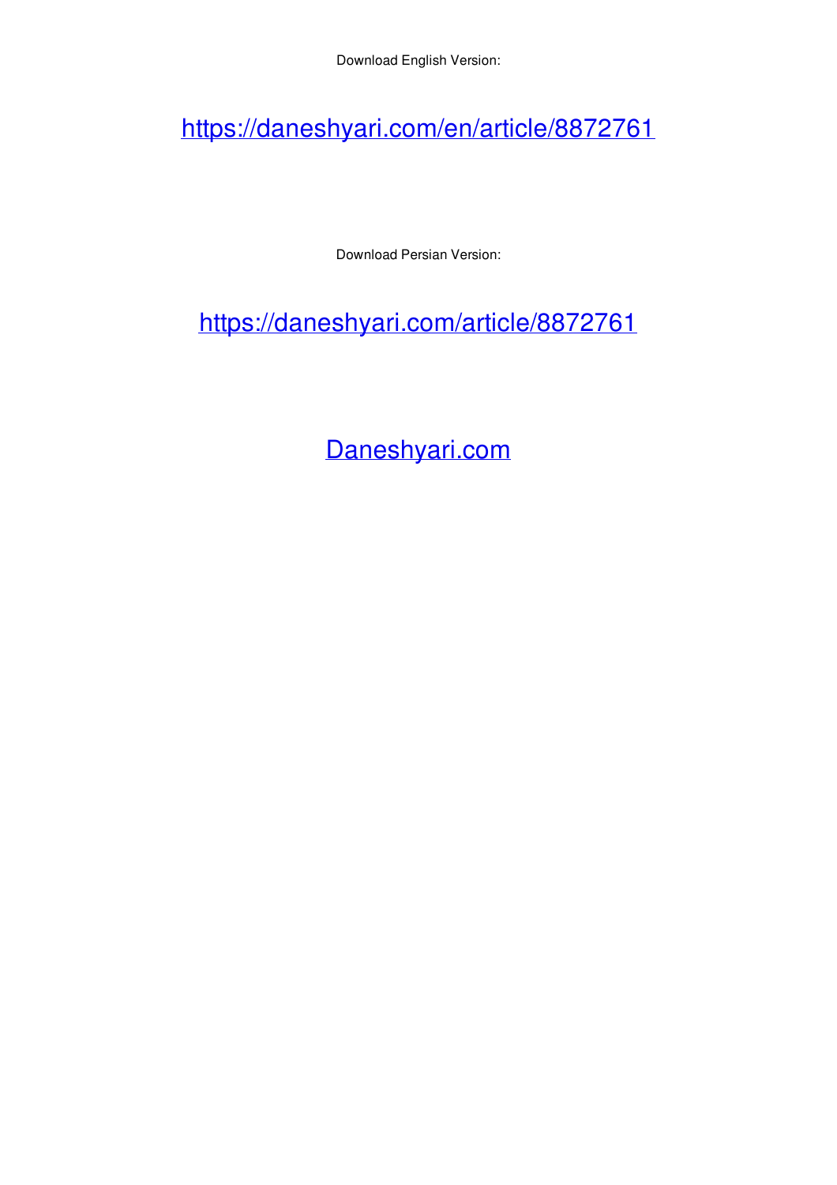Download English Version:

https://daneshyari.com/en/article/8872761

Download Persian Version:

https://daneshyari.com/article/8872761

Daneshyari.com